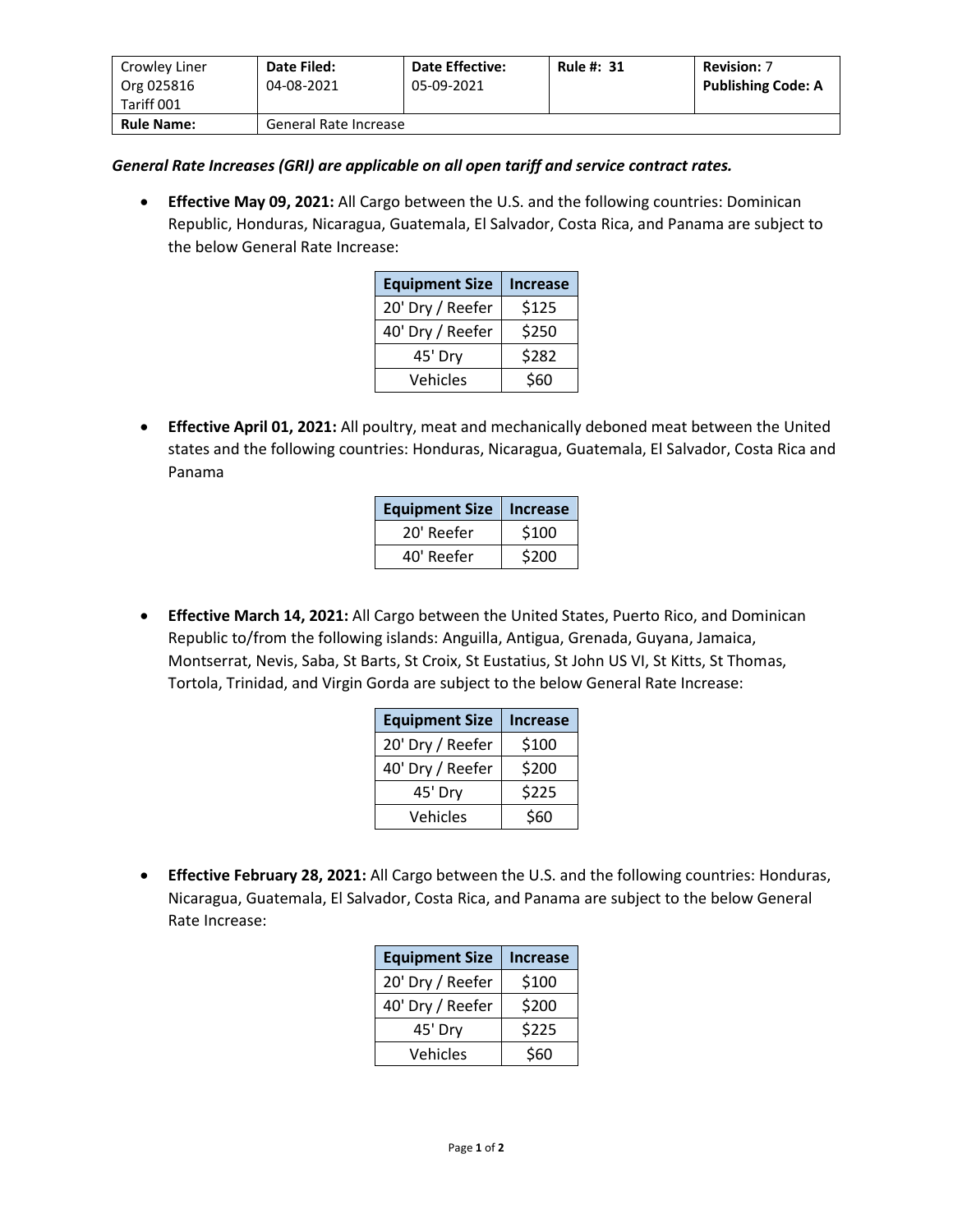| Crowley Liner Org 025816 Tariff 001 | **Date Filed:** 04-08-2021 | **Date Effective:** 05-09-2021 | **Rule #: 31** | **Revision:** 7 **Publishing Code: A** |
|---|---|---|---|---|
| **Rule Name:** | General Rate Increase | | | |

***General Rate Increases (GRI) are applicable on all open tariff and service contract rates.***

- **Effective May 09, 2021:** All Cargo between the U.S. and the following countries: Dominican Republic, Honduras, Nicaragua, Guatemala, El Salvador, Costa Rica, and Panama are subject to the below General Rate Increase:

| Equipment Size | Increase |
|---|---|
| 20' Dry / Reefer | $125 |
| 40' Dry / Reefer | $250 |
| 45' Dry | $282 |
| Vehicles | $60 |

- **Effective April 01, 2021:** All poultry, meat and mechanically deboned meat between the United states and the following countries: Honduras, Nicaragua, Guatemala, El Salvador, Costa Rica and Panama

| Equipment Size | Increase |
|---|---|
| 20' Reefer | $100 |
| 40' Reefer | $200 |

- **Effective March 14, 2021:** All Cargo between the United States, Puerto Rico, and Dominican Republic to/from the following islands: Anguilla, Antigua, Grenada, Guyana, Jamaica, Montserrat, Nevis, Saba, St Barts, St Croix, St Eustatius, St John US VI, St Kitts, St Thomas, Tortola, Trinidad, and Virgin Gorda are subject to the below General Rate Increase:

| Equipment Size | Increase |
|---|---|
| 20' Dry / Reefer | $100 |
| 40' Dry / Reefer | $200 |
| 45' Dry | $225 |
| Vehicles | $60 |

- **Effective February 28, 2021:** All Cargo between the U.S. and the following countries: Honduras, Nicaragua, Guatemala, El Salvador, Costa Rica, and Panama are subject to the below General Rate Increase:

| Equipment Size | Increase |
|---|---|
| 20' Dry / Reefer | $100 |
| 40' Dry / Reefer | $200 |
| 45' Dry | $225 |
| Vehicles | $60 |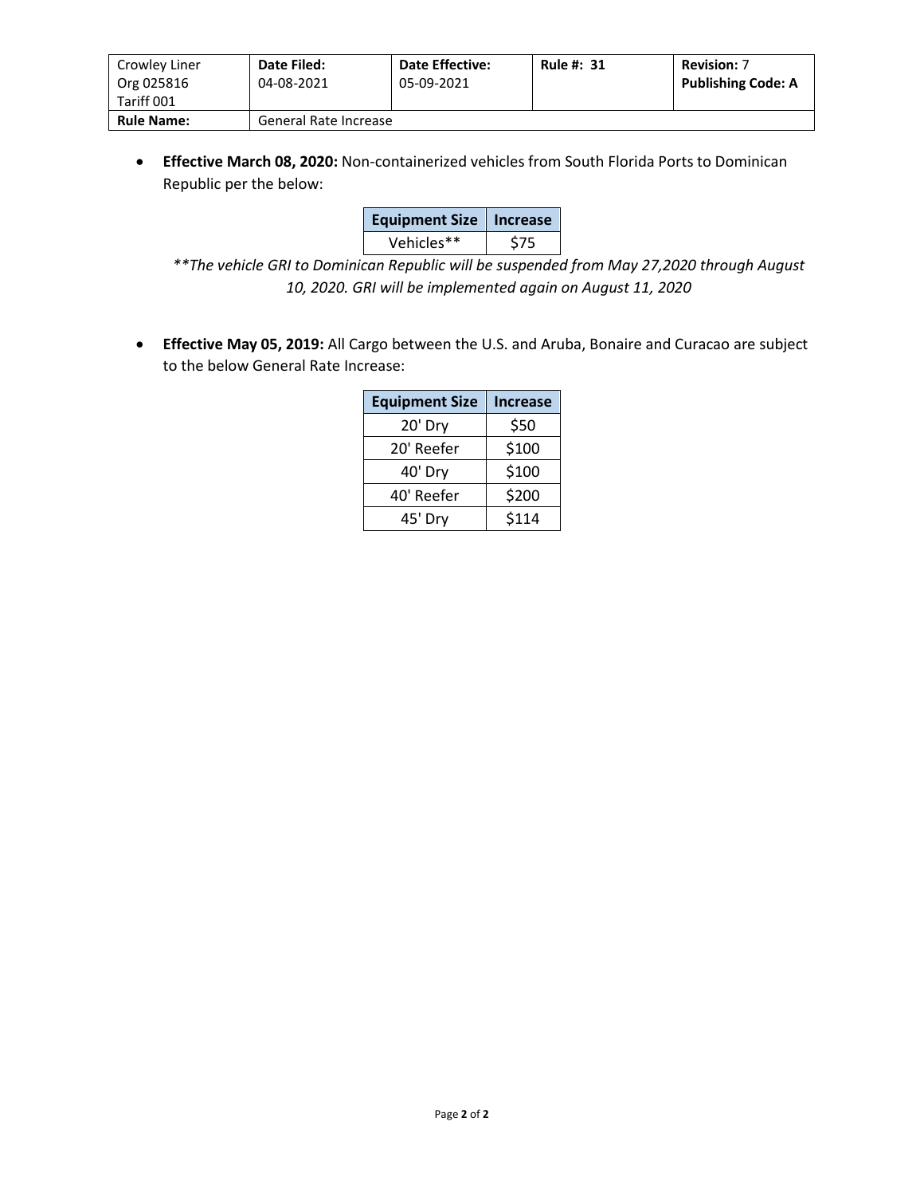| Crowley Liner Org 025816 Tariff 001 | **Date Filed:** 04-08-2021 | **Date Effective:** 05-09-2021 | **Rule #: 31** | **Revision:** 7 **Publishing Code: A** |
|---|---|---|---|---|
| **Rule Name:** | General Rate Increase | | | |

- **Effective March 08, 2020:** Non-containerized vehicles from South Florida Ports to Dominican Republic per the below:

| Equipment Size | Increase |
|---|---|
| Vehicles** | $75 |

*\*\*The vehicle GRI to Dominican Republic will be suspended from May 27,2020 through August 10, 2020. GRI will be implemented again on August 11, 2020*

- **Effective May 05, 2019:** All Cargo between the U.S. and Aruba, Bonaire and Curacao are subject to the below General Rate Increase:

| Equipment Size | Increase |
|---|---|
| 20' Dry | $50 |
| 20' Reefer | $100 |
| 40' Dry | $100 |
| 40' Reefer | $200 |
| 45' Dry | $114 |